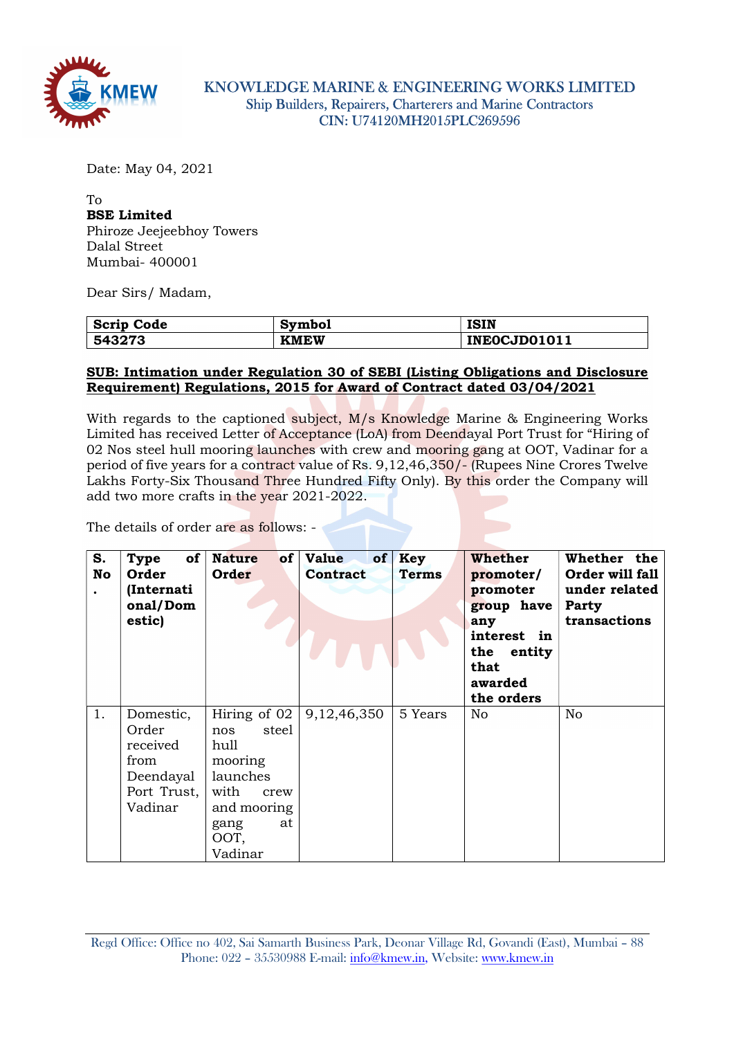# KNOWLEDGE MARINE & ENGINEERING WORKS LIMITED

Ship Builders, Repairers, Charterers and Marine Contractors

CIN: U74120MH2015PLC269596

Date: May 04, 2021

To

**BSE Limited**

Phiroze Jeejeebhoy Towers

Dalal Street

Mumbai- 400001

Dear Sirs/ Madam,

| Scrip Code | Symbol | ISIN |
|---|---|---|
| 543273 | KMEW | INE0CJD01011 |

**SUB: Intimation under Regulation 30 of SEBI (Listing Obligations and Disclosure Requirement) Regulations, 2015 for Award of Contract dated 03/04/2021**

With regards to the captioned subject, M/s Knowledge Marine & Engineering Works Limited has received Letter of Acceptance (LoA) from Deendayal Port Trust for "Hiring of 02 Nos steel hull mooring launches with crew and mooring gang at OOT, Vadinar for a period of five years for a contract value of Rs. 9,12,46,350/- (Rupees Nine Crores Twelve Lakhs Forty-Six Thousand Three Hundred Fifty Only). By this order the Company will add two more crafts in the year 2021-2022.

The details of order are as follows: -

| S. No. | Type of Order (International/Domestic) | Nature of Order | Value of Contract | Key Terms | Whether promoter/ promoter group have any interest in the entity that awarded the orders | Whether the Order will fall under related Party transactions |
|---|---|---|---|---|---|---|
| 1. | Domestic, Order received from Deendayal Port Trust, Vadinar | Hiring of 02 nos steel hull mooring launches with crew and mooring gang at OOT, Vadinar | 9,12,46,350 | 5 Years | No | No |

Regd Office: Office no 402, Sai Samarth Business Park, Deonar Village Rd, Govandi (East), Mumbai – 88
Phone: 022 – 35530988 E-mail: info@kmew.in, Website: www.kmew.in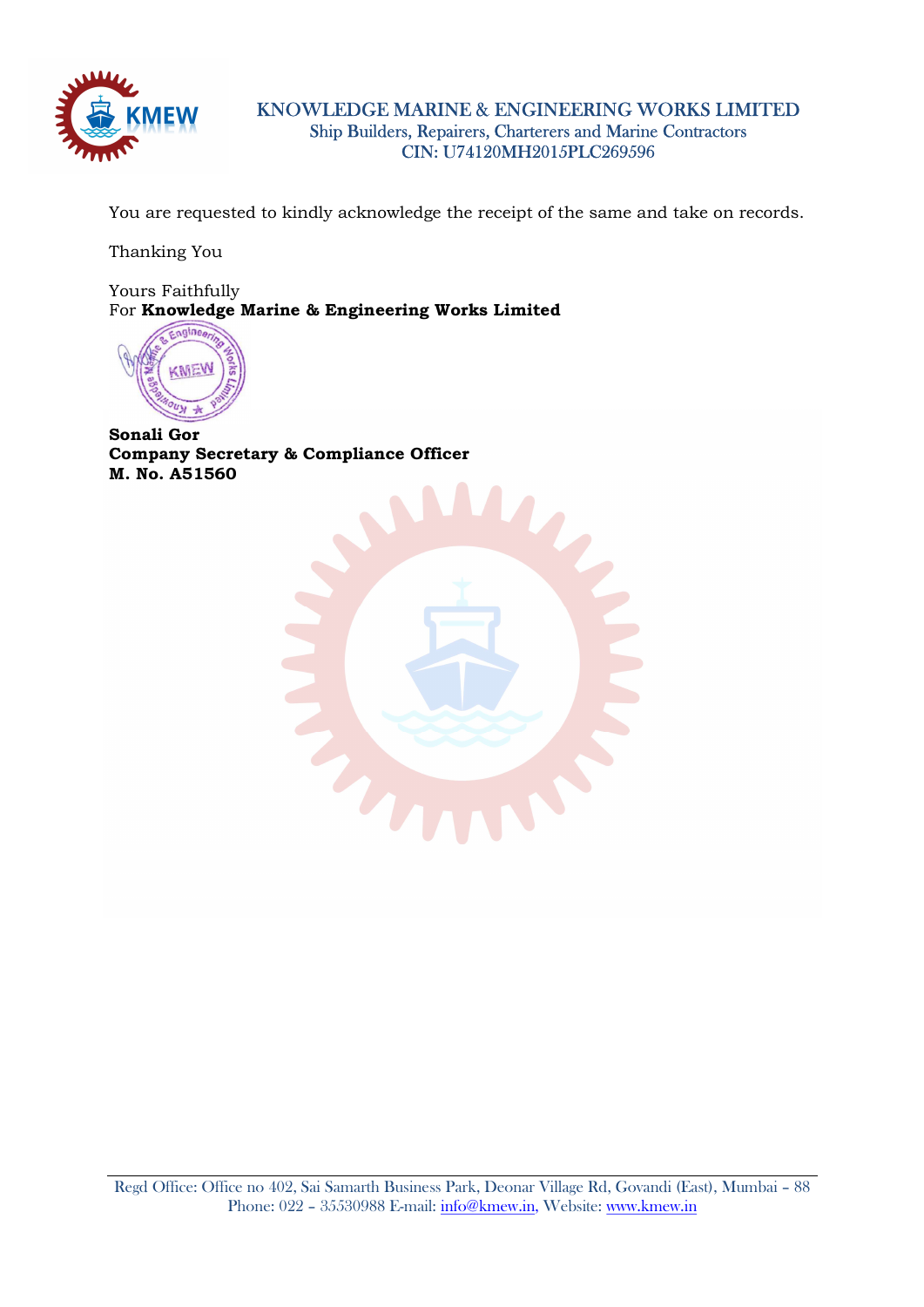You are requested to kindly acknowledge the receipt of the same and take on records.

Thanking You

Yours Faithfully
For **Knowledge Marine & Engineering Works Limited**

**Sonali Gor**
**Company Secretary & Compliance Officer**
**M. No. A51560**